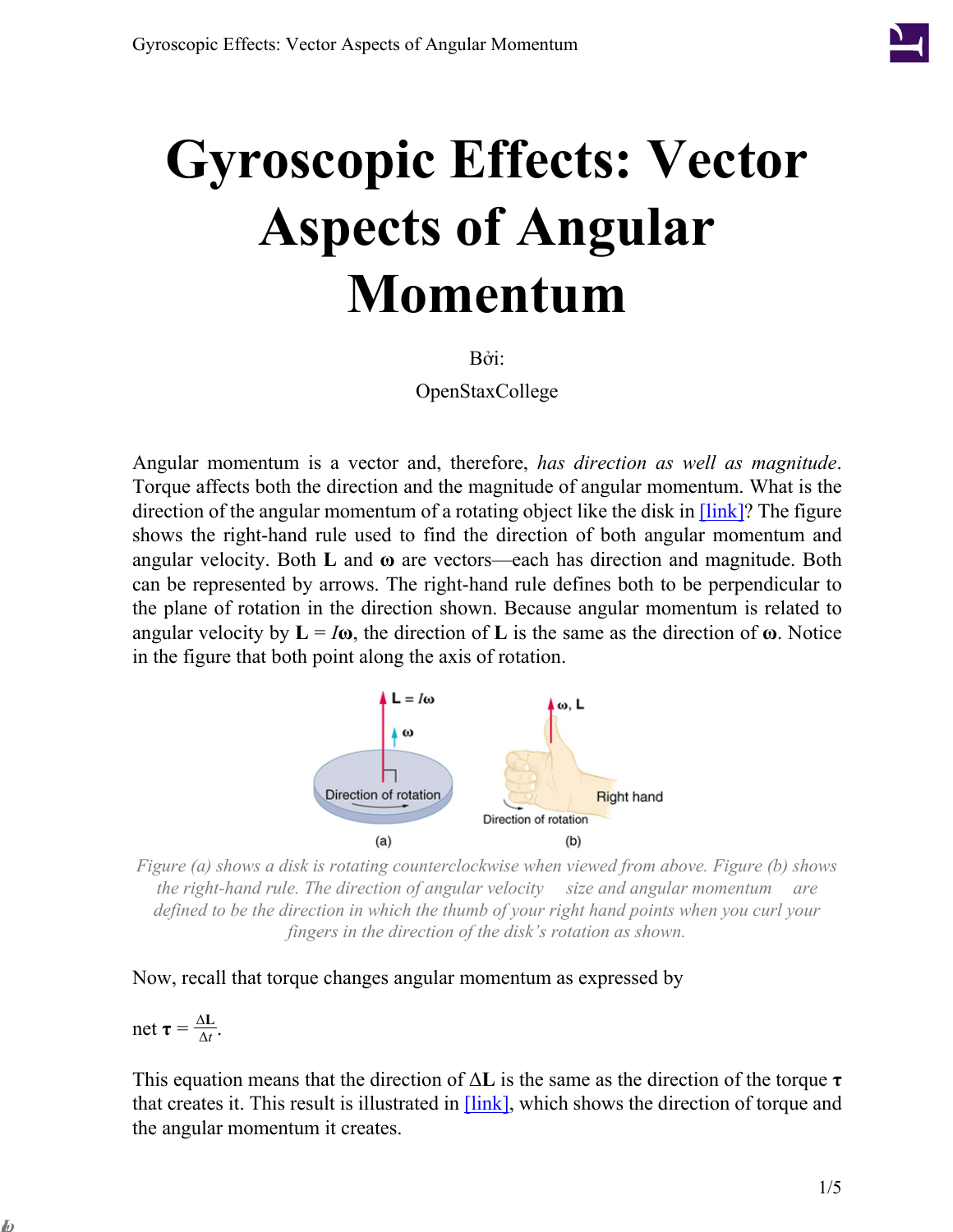# Gyroscopic Effects: Vector Aspects of Angular Momentum

Bởi:

OpenStaxCollege

Angular momentum is a vector and, therefore, *has direction as well as magnitude*. Torque affects both the direction and the magnitude of angular momentum. What is the direction of the angular momentum of a rotating object like the disk in [link]? The figure shows the right-hand rule used to find the direction of both angular momentum and angular velocity. Both **L** and **ω** are vectors—each has direction and magnitude. Both can be represented by arrows. The right-hand rule defines both to be perpendicular to the plane of rotation in the direction shown. Because angular momentum is related to angular velocity by $\mathbf{L} = I\boldsymbol{\omega}$, the direction of **L** is the same as the direction of **ω**. Notice in the figure that both point along the axis of rotation.

*Figure (a) shows a disk is rotating counterclockwise when viewed from above. Figure (b) shows the right-hand rule. The direction of angular velocity size and angular momentum are defined to be the direction in which the thumb of your right hand points when you curl your fingers in the direction of the disk's rotation as shown.*

Now, recall that torque changes angular momentum as expressed by

$$\text{net } \boldsymbol{\tau} = \frac{\Delta \mathbf{L}}{\Delta t}.$$

This equation means that the direction of $\Delta\mathbf{L}$ is the same as the direction of the torque $\boldsymbol{\tau}$ that creates it. This result is illustrated in [link], which shows the direction of torque and the angular momentum it creates.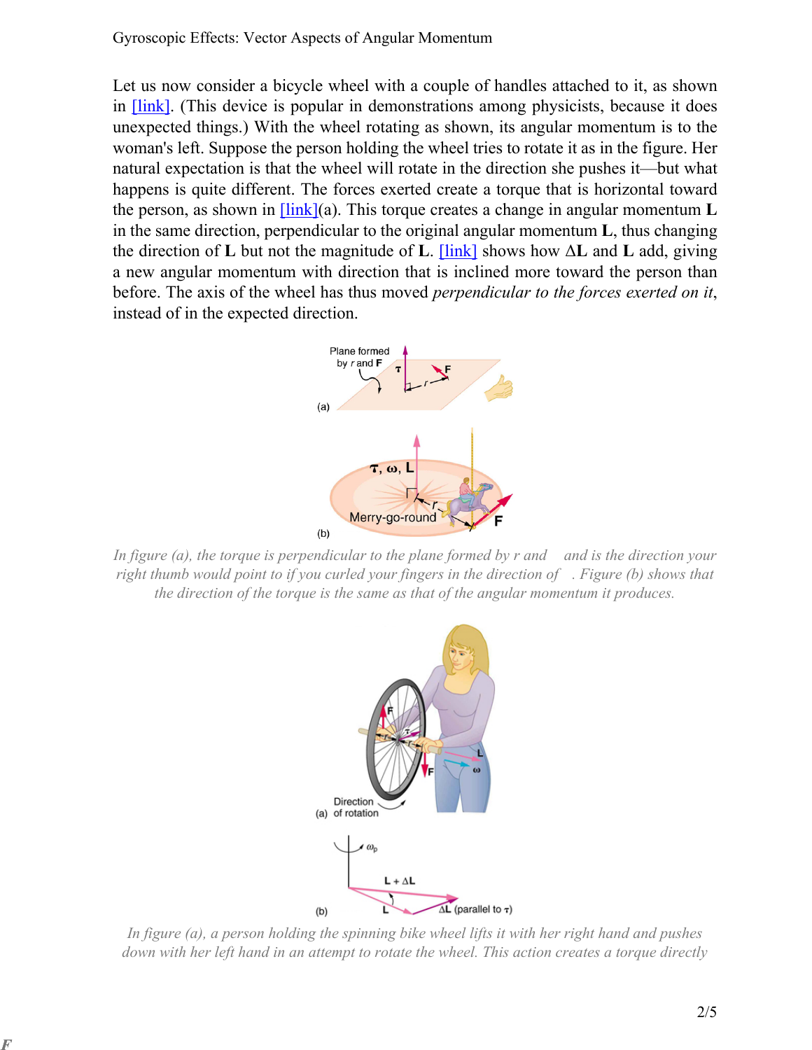Let us now consider a bicycle wheel with a couple of handles attached to it, as shown in [link]. (This device is popular in demonstrations among physicists, because it does unexpected things.) With the wheel rotating as shown, its angular momentum is to the woman's left. Suppose the person holding the wheel tries to rotate it as in the figure. Her natural expectation is that the wheel will rotate in the direction she pushes it—but what happens is quite different. The forces exerted create a torque that is horizontal toward the person, as shown in [link](a). This torque creates a change in angular momentum **L** in the same direction, perpendicular to the original angular momentum **L**, thus changing the direction of **L** but not the magnitude of **L**. [link] shows how Δ**L** and **L** add, giving a new angular momentum with direction that is inclined more toward the person than before. The axis of the wheel has thus moved *perpendicular to the forces exerted on it*, instead of in the expected direction.

*In figure (a), the torque is perpendicular to the plane formed by r and  and is the direction your right thumb would point to if you curled your fingers in the direction of  . Figure (b) shows that the direction of the torque is the same as that of the angular momentum it produces.*

*In figure (a), a person holding the spinning bike wheel lifts it with her right hand and pushes down with her left hand in an attempt to rotate the wheel. This action creates a torque directly*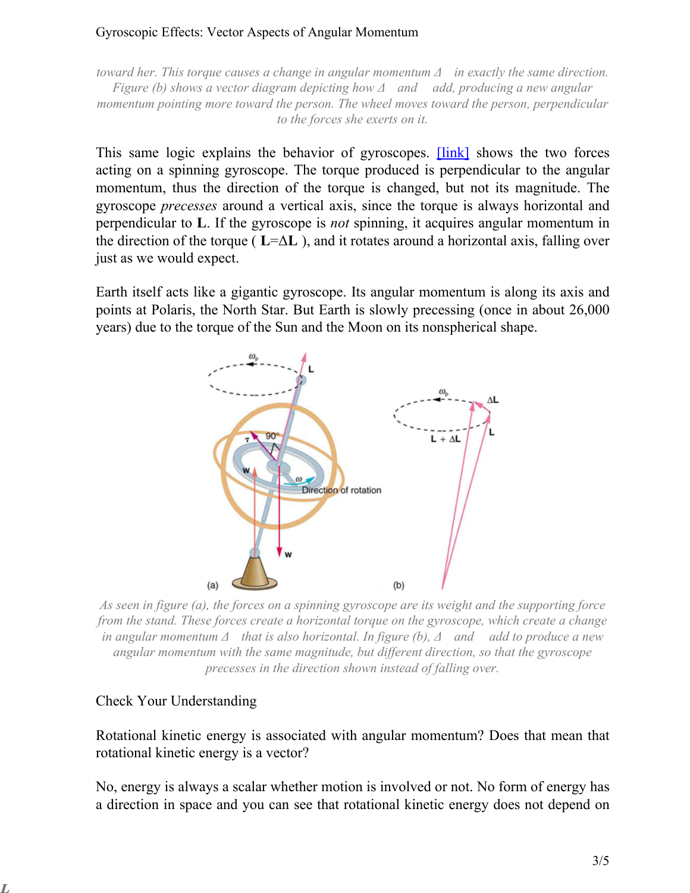*toward her. This torque causes a change in angular momentum Δ in exactly the same direction. Figure (b) shows a vector diagram depicting how Δ and add, producing a new angular momentum pointing more toward the person. The wheel moves toward the person, perpendicular to the forces she exerts on it.*

This same logic explains the behavior of gyroscopes. [link] shows the two forces acting on a spinning gyroscope. The torque produced is perpendicular to the angular momentum, thus the direction of the torque is changed, but not its magnitude. The gyroscope *precesses* around a vertical axis, since the torque is always horizontal and perpendicular to **L**. If the gyroscope is *not* spinning, it acquires angular momentum in the direction of the torque ( $\mathbf{L}=\Delta\mathbf{L}$ ), and it rotates around a horizontal axis, falling over just as we would expect.

Earth itself acts like a gigantic gyroscope. Its angular momentum is along its axis and points at Polaris, the North Star. But Earth is slowly precessing (once in about 26,000 years) due to the torque of the Sun and the Moon on its nonspherical shape.

*As seen in figure (a), the forces on a spinning gyroscope are its weight and the supporting force from the stand. These forces create a horizontal torque on the gyroscope, which create a change in angular momentum Δ that is also horizontal. In figure (b), Δ and add to produce a new angular momentum with the same magnitude, but different direction, so that the gyroscope precesses in the direction shown instead of falling over.*

## Check Your Understanding

Rotational kinetic energy is associated with angular momentum? Does that mean that rotational kinetic energy is a vector?

No, energy is always a scalar whether motion is involved or not. No form of energy has a direction in space and you can see that rotational kinetic energy does not depend on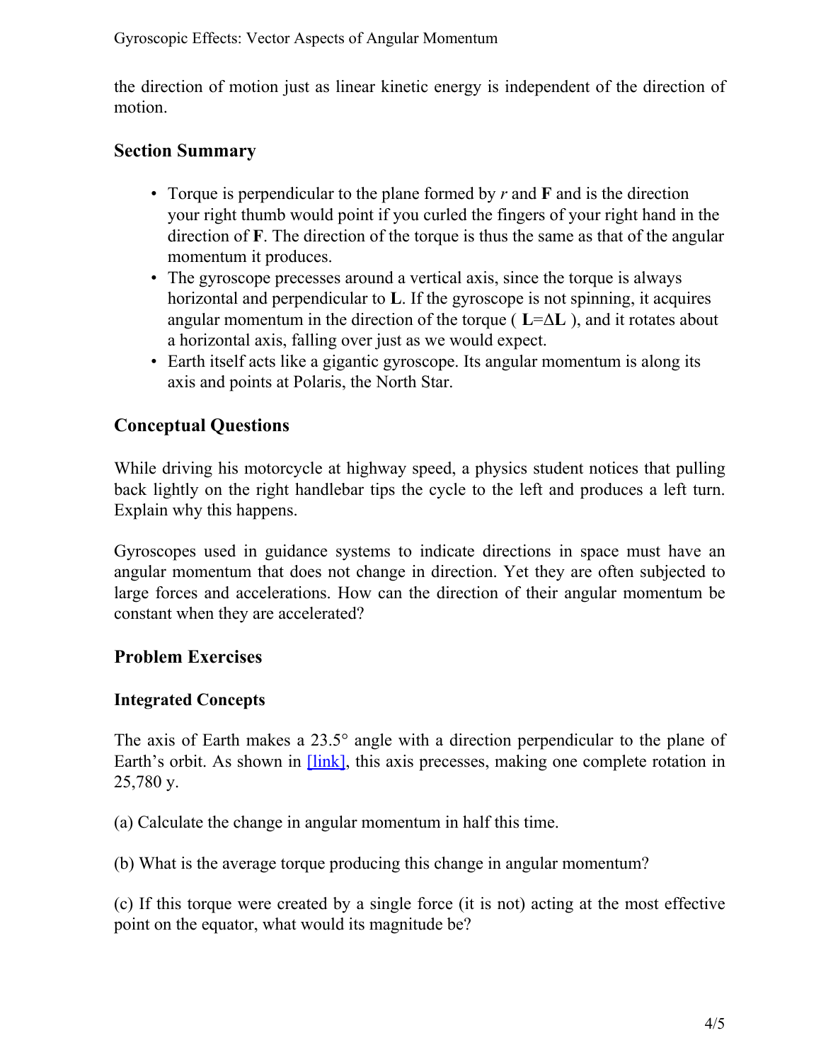the direction of motion just as linear kinetic energy is independent of the direction of motion.

## Section Summary

- Torque is perpendicular to the plane formed by $r$ and **F** and is the direction your right thumb would point if you curled the fingers of your right hand in the direction of **F**. The direction of the torque is thus the same as that of the angular momentum it produces.
- The gyroscope precesses around a vertical axis, since the torque is always horizontal and perpendicular to **L**. If the gyroscope is not spinning, it acquires angular momentum in the direction of the torque ( $\mathbf{L}=\Delta\mathbf{L}$ ), and it rotates about a horizontal axis, falling over just as we would expect.
- Earth itself acts like a gigantic gyroscope. Its angular momentum is along its axis and points at Polaris, the North Star.

## Conceptual Questions

While driving his motorcycle at highway speed, a physics student notices that pulling back lightly on the right handlebar tips the cycle to the left and produces a left turn. Explain why this happens.

Gyroscopes used in guidance systems to indicate directions in space must have an angular momentum that does not change in direction. Yet they are often subjected to large forces and accelerations. How can the direction of their angular momentum be constant when they are accelerated?

## Problem Exercises

### Integrated Concepts

The axis of Earth makes a 23.5° angle with a direction perpendicular to the plane of Earth's orbit. As shown in [link], this axis precesses, making one complete rotation in 25,780 y.

(a) Calculate the change in angular momentum in half this time.

(b) What is the average torque producing this change in angular momentum?

(c) If this torque were created by a single force (it is not) acting at the most effective point on the equator, what would its magnitude be?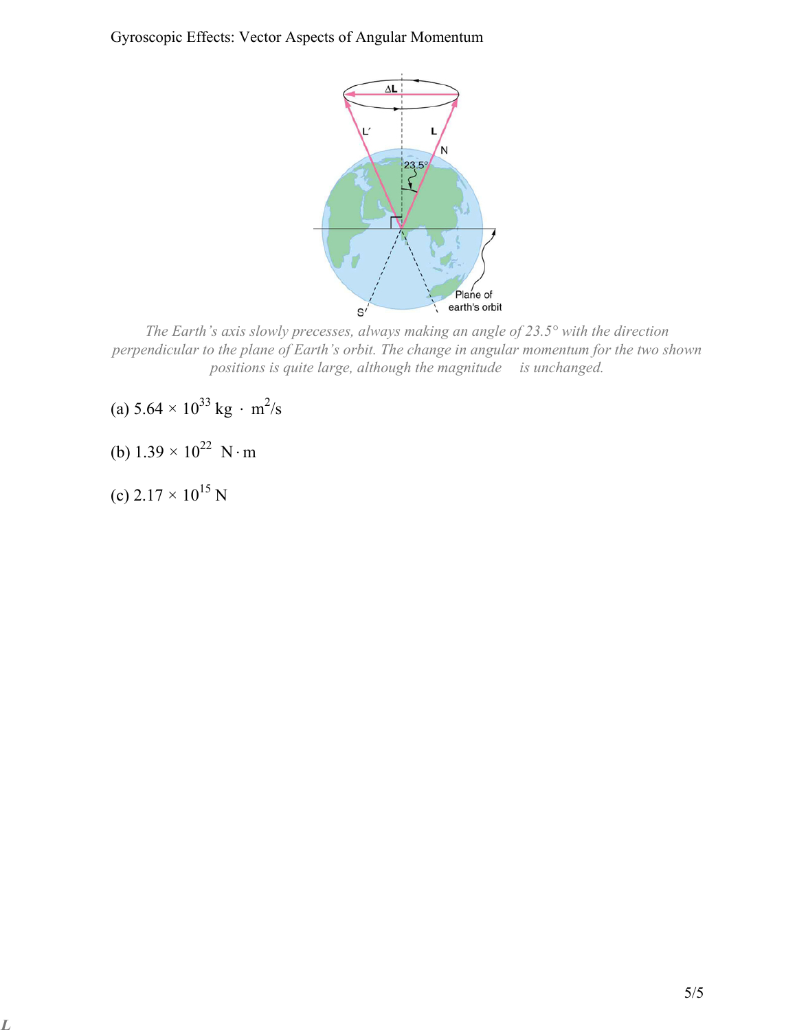The Earth's axis slowly precesses, always making an angle of 23.5° with the direction perpendicular to the plane of Earth's orbit. The change in angular momentum for the two shown positions is quite large, although the magnitude $L$ is unchanged.

(a) $5.64 \times 10^{33}$ kg · m$^2$/s

(b) $1.39 \times 10^{22}$ N · m

(c) $2.17 \times 10^{15}$ N